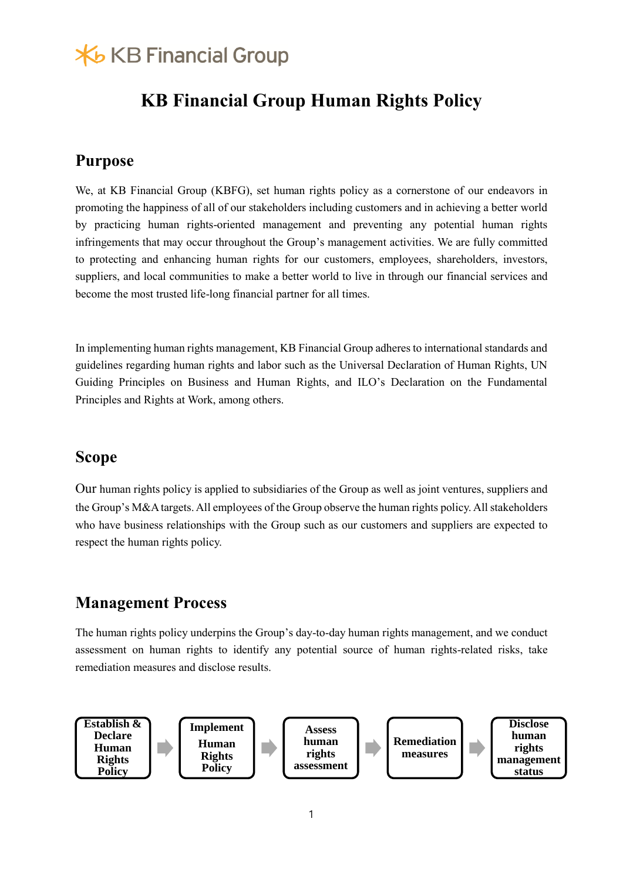KB Financial Group

# KB Financial Group Human Rights Policy

## Purpose

We, at KB Financial Group (KBFG), set human rights policy as a cornerstone of our endeavors in promoting the happiness of all of our stakeholders including customers and in achieving a better world by practicing human rights-oriented management and preventing any potential human rights infringements that may occur throughout the Group's management activities. We are fully committed to protecting and enhancing human rights for our customers, employees, shareholders, investors, suppliers, and local communities to make a better world to live in through our financial services and become the most trusted life-long financial partner for all times.

In implementing human rights management, KB Financial Group adheres to international standards and guidelines regarding human rights and labor such as the Universal Declaration of Human Rights, UN Guiding Principles on Business and Human Rights, and ILO's Declaration on the Fundamental Principles and Rights at Work, among others.

## Scope

Our human rights policy is applied to subsidiaries of the Group as well as joint ventures, suppliers and the Group's M&A targets. All employees of the Group observe the human rights policy. All stakeholders who have business relationships with the Group such as our customers and suppliers are expected to respect the human rights policy.

## Management Process

The human rights policy underpins the Group's day-to-day human rights management, and we conduct assessment on human rights to identify any potential source of human rights-related risks, take remediation measures and disclose results.

**Establish & Declare Human Rights Policy** → **Implement Human Rights Policy** → **Assess human rights assessment** → **Remediation measures** → **Disclose human rights management status**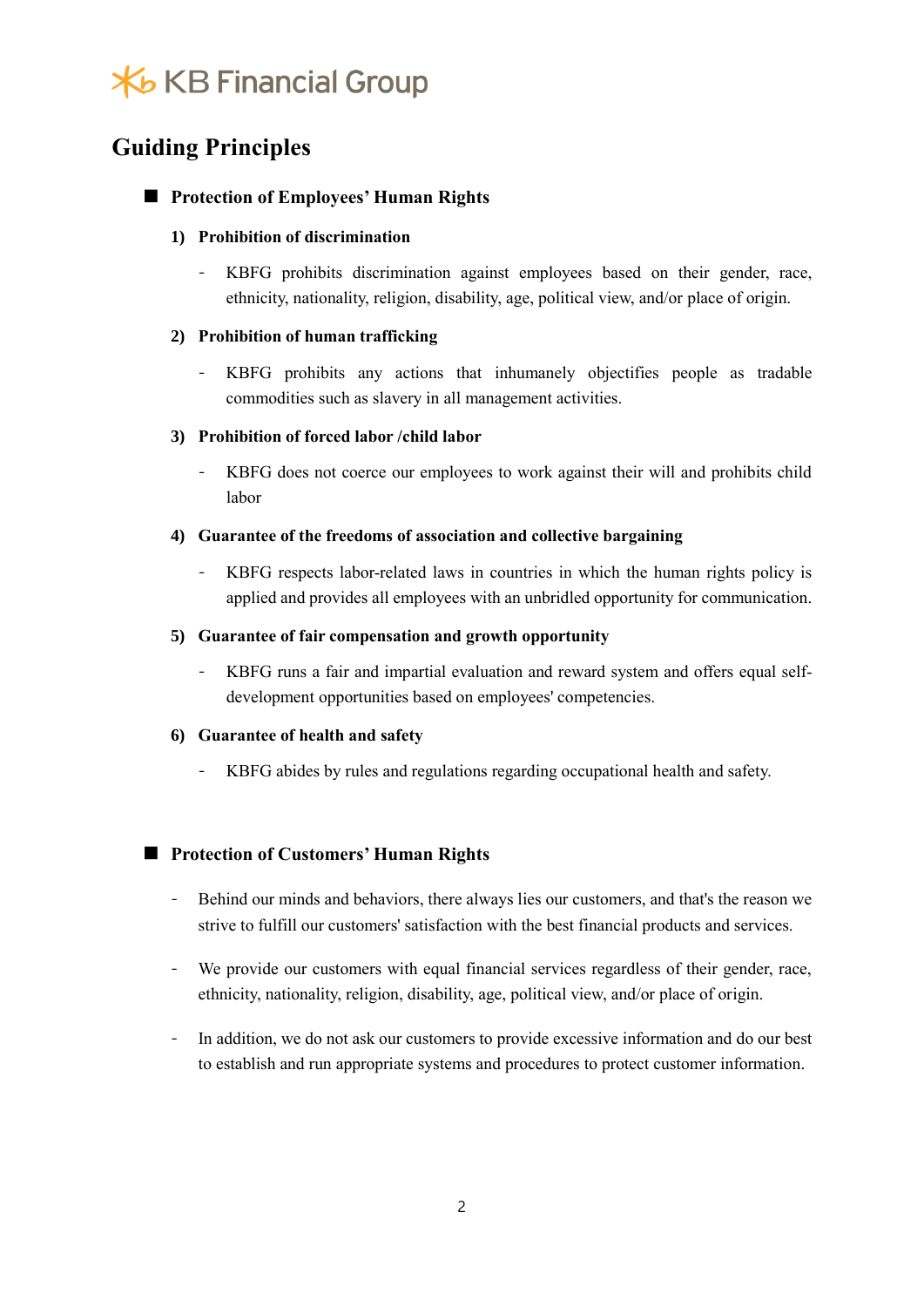# Guiding Principles

## Protection of Employees' Human Rights

**1) Prohibition of discrimination**

- KBFG prohibits discrimination against employees based on their gender, race, ethnicity, nationality, religion, disability, age, political view, and/or place of origin.

**2) Prohibition of human trafficking**

- KBFG prohibits any actions that inhumanely objectifies people as tradable commodities such as slavery in all management activities.

**3) Prohibition of forced labor /child labor**

- KBFG does not coerce our employees to work against their will and prohibits child labor

**4) Guarantee of the freedoms of association and collective bargaining**

- KBFG respects labor-related laws in countries in which the human rights policy is applied and provides all employees with an unbridled opportunity for communication.

**5) Guarantee of fair compensation and growth opportunity**

- KBFG runs a fair and impartial evaluation and reward system and offers equal self-development opportunities based on employees' competencies.

**6) Guarantee of health and safety**

- KBFG abides by rules and regulations regarding occupational health and safety.

## Protection of Customers' Human Rights

- Behind our minds and behaviors, there always lies our customers, and that's the reason we strive to fulfill our customers' satisfaction with the best financial products and services.
- We provide our customers with equal financial services regardless of their gender, race, ethnicity, nationality, religion, disability, age, political view, and/or place of origin.
- In addition, we do not ask our customers to provide excessive information and do our best to establish and run appropriate systems and procedures to protect customer information.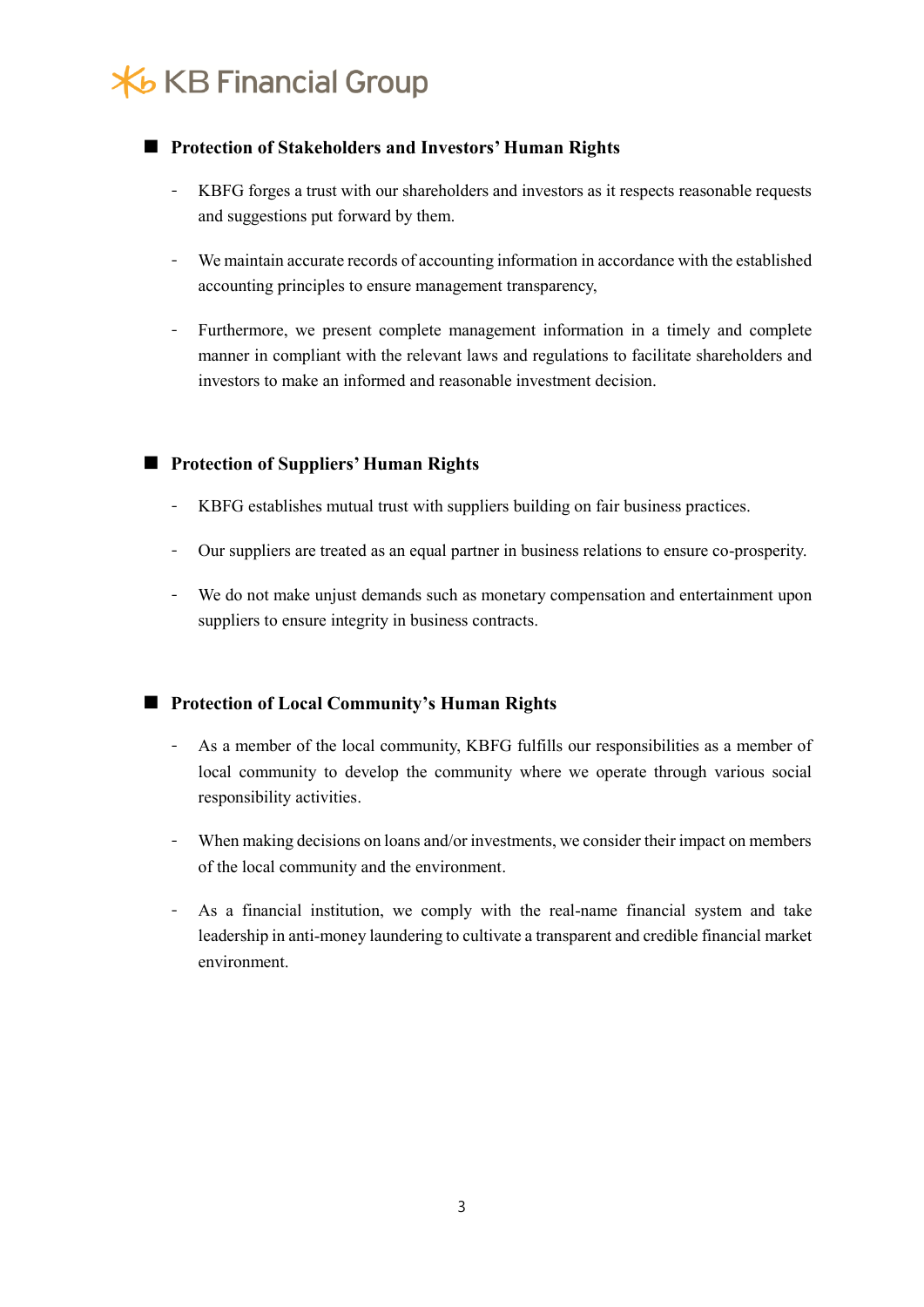## Protection of Stakeholders and Investors' Human Rights

- KBFG forges a trust with our shareholders and investors as it respects reasonable requests and suggestions put forward by them.
- We maintain accurate records of accounting information in accordance with the established accounting principles to ensure management transparency,
- Furthermore, we present complete management information in a timely and complete manner in compliant with the relevant laws and regulations to facilitate shareholders and investors to make an informed and reasonable investment decision.

## Protection of Suppliers' Human Rights

- KBFG establishes mutual trust with suppliers building on fair business practices.
- Our suppliers are treated as an equal partner in business relations to ensure co-prosperity.
- We do not make unjust demands such as monetary compensation and entertainment upon suppliers to ensure integrity in business contracts.

## Protection of Local Community's Human Rights

- As a member of the local community, KBFG fulfills our responsibilities as a member of local community to develop the community where we operate through various social responsibility activities.
- When making decisions on loans and/or investments, we consider their impact on members of the local community and the environment.
- As a financial institution, we comply with the real-name financial system and take leadership in anti-money laundering to cultivate a transparent and credible financial market environment.